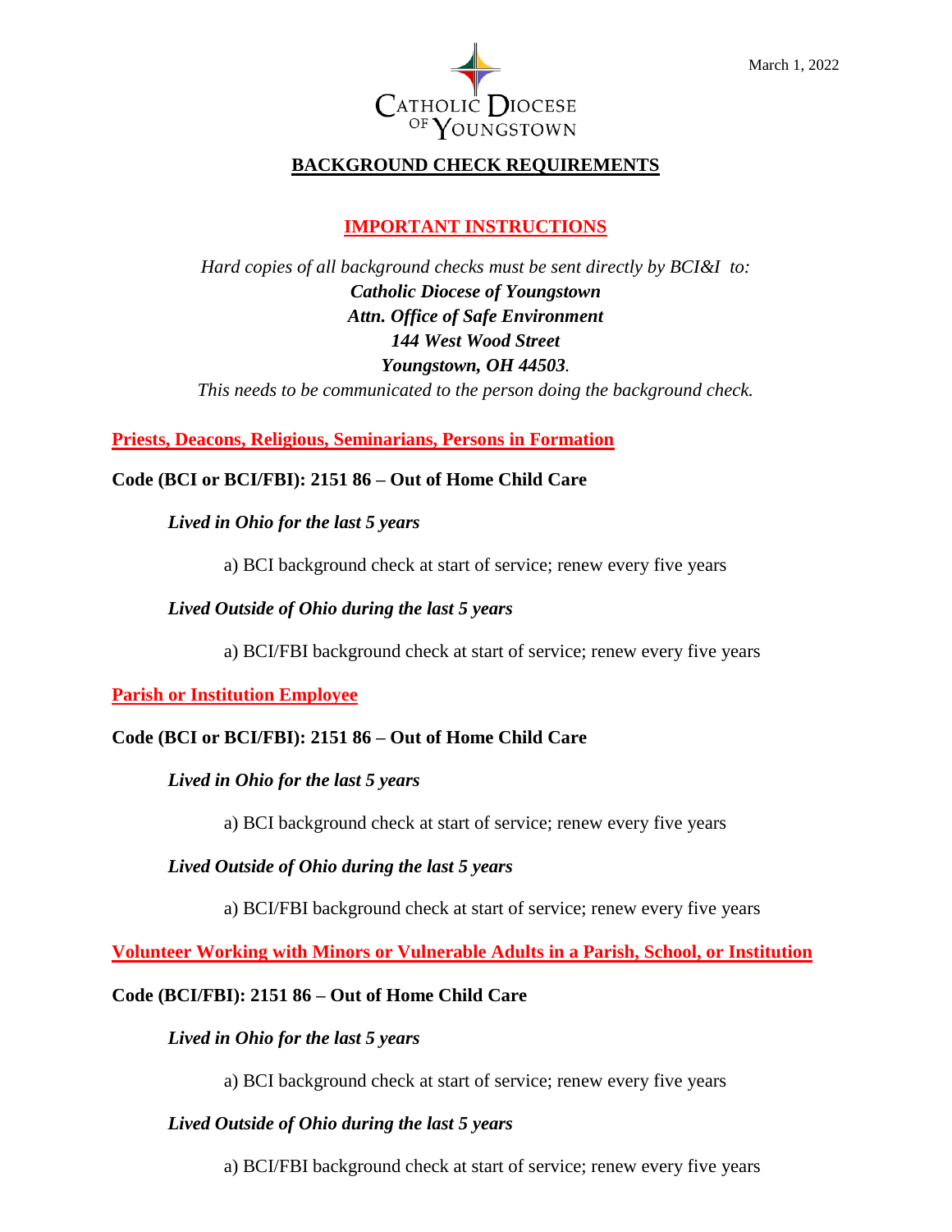March 1, 2022

CATHOLIC DIOCESE OF YOUNGSTOWN

# BACKGROUND CHECK REQUIREMENTS

## IMPORTANT INSTRUCTIONS

*Hard copies of all background checks must be sent directly by BCI&I to:*
***Catholic Diocese of Youngstown***
***Attn. Office of Safe Environment***
***144 West Wood Street***
***Youngstown, OH 44503.***
*This needs to be communicated to the person doing the background check.*

## Priests, Deacons, Religious, Seminarians, Persons in Formation

**Code (BCI or BCI/FBI): 2151 86 – Out of Home Child Care**

***Lived in Ohio for the last 5 years***

a) BCI background check at start of service; renew every five years

***Lived Outside of Ohio during the last 5 years***

a) BCI/FBI background check at start of service; renew every five years

## Parish or Institution Employee

**Code (BCI or BCI/FBI): 2151 86 – Out of Home Child Care**

***Lived in Ohio for the last 5 years***

a) BCI background check at start of service; renew every five years

***Lived Outside of Ohio during the last 5 years***

a) BCI/FBI background check at start of service; renew every five years

## Volunteer Working with Minors or Vulnerable Adults in a Parish, School, or Institution

**Code (BCI/FBI): 2151 86 – Out of Home Child Care**

***Lived in Ohio for the last 5 years***

a) BCI background check at start of service; renew every five years

***Lived Outside of Ohio during the last 5 years***

a) BCI/FBI background check at start of service; renew every five years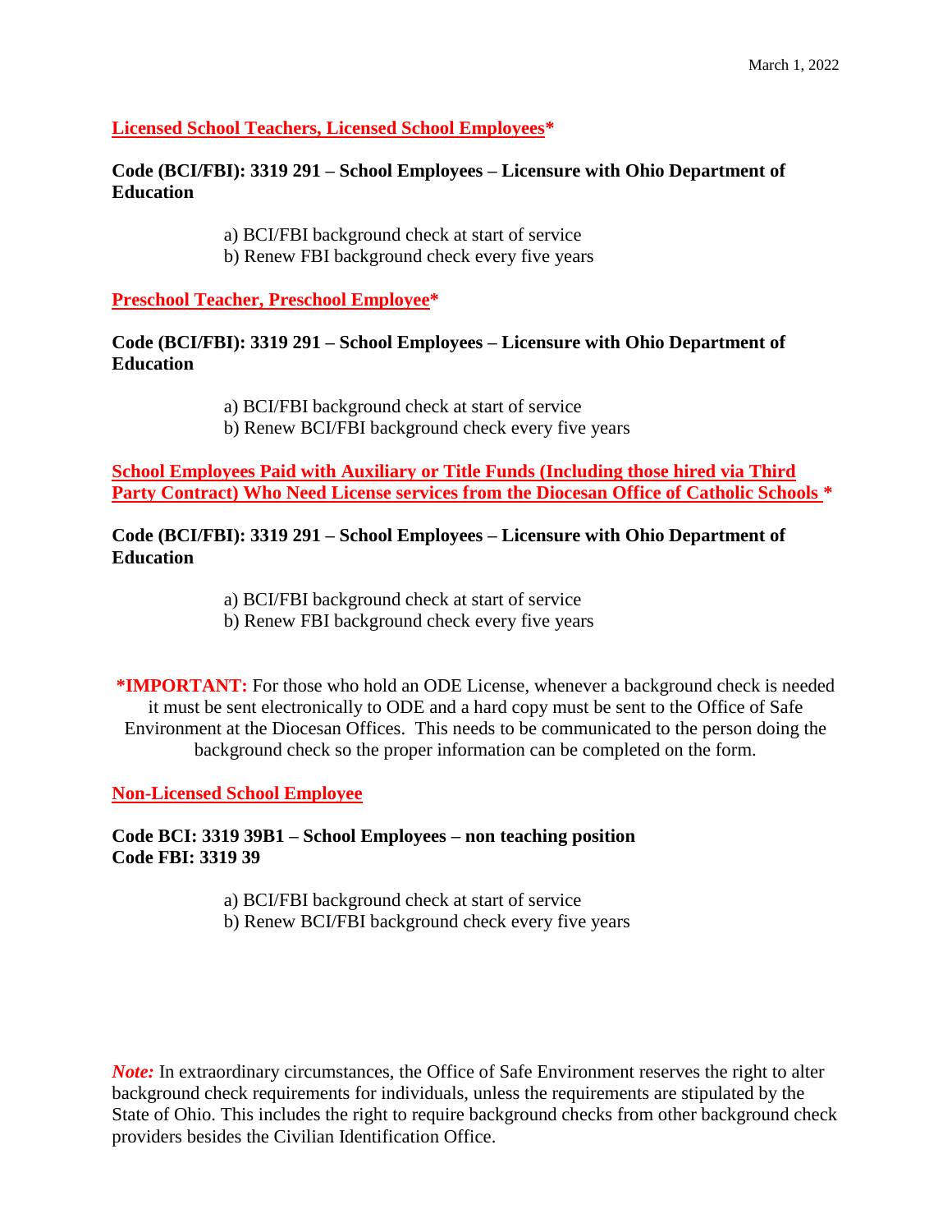March 1, 2022

## Licensed School Teachers, Licensed School Employees*

**Code (BCI/FBI): 3319 291 – School Employees – Licensure with Ohio Department of Education**

a) BCI/FBI background check at start of service
b) Renew FBI background check every five years

## Preschool Teacher, Preschool Employee*

**Code (BCI/FBI): 3319 291 – School Employees – Licensure with Ohio Department of Education**

a) BCI/FBI background check at start of service
b) Renew BCI/FBI background check every five years

## School Employees Paid with Auxiliary or Title Funds (Including those hired via Third Party Contract) Who Need License services from the Diocesan Office of Catholic Schools *

**Code (BCI/FBI): 3319 291 – School Employees – Licensure with Ohio Department of Education**

a) BCI/FBI background check at start of service
b) Renew FBI background check every five years

**\*IMPORTANT:** For those who hold an ODE License, whenever a background check is needed it must be sent electronically to ODE and a hard copy must be sent to the Office of Safe Environment at the Diocesan Offices. This needs to be communicated to the person doing the background check so the proper information can be completed on the form.

## Non-Licensed School Employee

**Code BCI: 3319 39B1 – School Employees – non teaching position**
**Code FBI: 3319 39**

a) BCI/FBI background check at start of service
b) Renew BCI/FBI background check every five years

***Note:*** In extraordinary circumstances, the Office of Safe Environment reserves the right to alter background check requirements for individuals, unless the requirements are stipulated by the State of Ohio. This includes the right to require background checks from other background check providers besides the Civilian Identification Office.